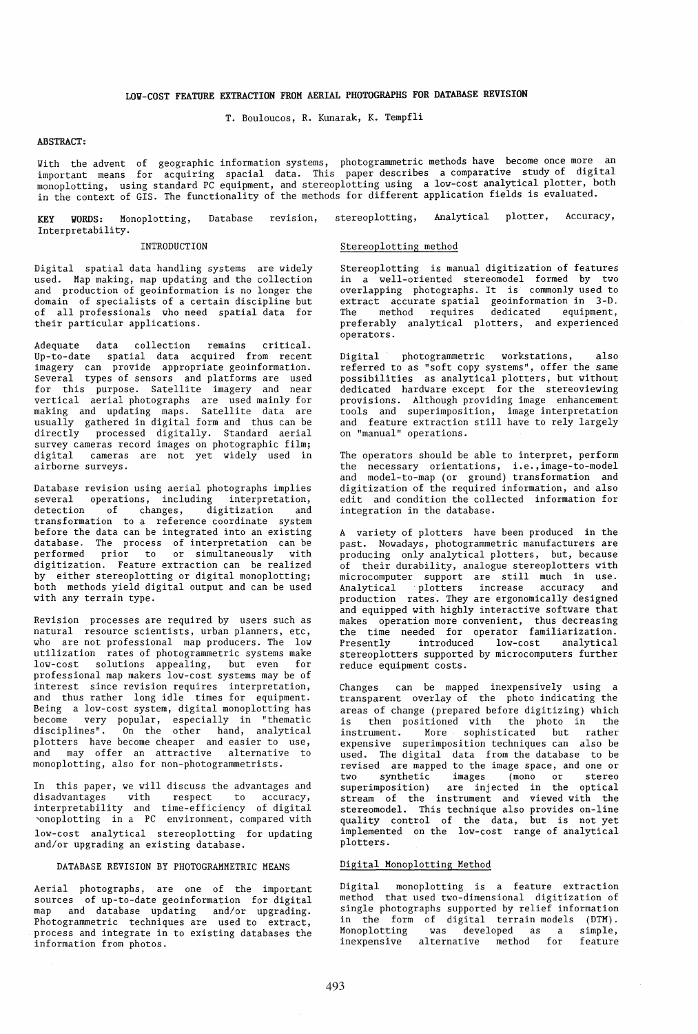# LOW-COST FEATURE EXTRACTION FROM AERIAL PHOTOGRAPHS FOR DATABASE REVISION

T. Bouloucos, R. Kunarak, K. Tempfli

**ABSTRACT:**

With the advent of geographic information systems, photogrammetric methods have become once more an important means for acquiring spacial data. This paper describes a comparative study of digital monoplotting, using standard PC equipment, and stereoplotting using a low-cost analytical plotter, both in the context of GIS. The functionality of the methods for different application fields is evaluated.

**KEY WORDS:** Monoplotting, Database revision, stereoplotting, Analytical plotter, Accuracy, Interpretability.

## INTRODUCTION

Digital spatial data handling systems are widely used. Map making, map updating and the collection and production of geoinformation is no longer the domain of specialists of a certain discipline but of all professionals who need spatial data for their particular applications.

Adequate data collection remains critical. Up-to-date spatial data acquired from recent imagery can provide appropriate geoinformation. Several types of sensors and platforms are used for this purpose. Satellite imagery and near vertical aerial photographs are used mainly for making and updating maps. Satellite data are usually gathered in digital form and thus can be directly processed digitally. Standard aerial survey cameras record images on photographic film; digital cameras are not yet widely used in airborne surveys.

Database revision using aerial photographs implies several operations, including interpretation, detection of changes, digitization and transformation to a reference coordinate system before the data can be integrated into an existing database. The process of interpretation can be performed prior to or simultaneously with digitization. Feature extraction can be realized by either stereoplotting or digital monoplotting; both methods yield digital output and can be used with any terrain type.

Revision processes are required by users such as natural resource scientists, urban planners, etc, who are not professional map producers. The low utilization rates of photogrammetric systems make low-cost solutions appealing, but even for professional map makers low-cost systems may be of interest since revision requires interpretation, and thus rather long idle times for equipment. Being a low-cost system, digital monoplotting has become very popular, especially in "thematic disciplines". On the other hand, analytical plotters have become cheaper and easier to use, and may offer an attractive alternative to monoplotting, also for non-photogrammetrists.

In this paper, we will discuss the advantages and disadvantages with respect to accuracy, interpretability and time-efficiency of digital monoplotting in a PC environment, compared with low-cost analytical stereoplotting for updating and/or upgrading an existing database.

## DATABASE REVISION BY PHOTOGRAMMETRIC MEANS

Aerial photographs, are one of the important sources of up-to-date geoinformation for digital map and database updating and/or upgrading. Photogrammetric techniques are used to extract, process and integrate in to existing databases the information from photos.

### Stereoplotting method

Stereoplotting is manual digitization of features in a well-oriented stereomodel formed by two overlapping photographs. It is commonly used to extract accurate spatial geoinformation in 3-D. The method requires dedicated equipment, preferably analytical plotters, and experienced operators.

Digital photogrammetric workstations, also referred to as "soft copy systems", offer the same possibilities as analytical plotters, but without dedicated hardware except for the stereoviewing provisions. Although providing image enhancement tools and superimposition, image interpretation and feature extraction still have to rely largely on "manual" operations.

The operators should be able to interpret, perform the necessary orientations, i.e.,image-to-model and model-to-map (or ground) transformation and digitization of the required information, and also edit and condition the collected information for integration in the database.

A variety of plotters have been produced in the past. Nowadays, photogrammetric manufacturers are producing only analytical plotters, but, because of their durability, analogue stereoplotters with microcomputer support are still much in use. Analytical plotters increase accuracy and production rates. They are ergonomically designed and equipped with highly interactive software that makes operation more convenient, thus decreasing the time needed for operator familiarization. Presently introduced low-cost analytical stereoplotters supported by microcomputers further reduce equipment costs.

Changes can be mapped inexpensively using a transparent overlay of the photo indicating the areas of change (prepared before digitizing) which is then positioned with the photo in the instrument. More sophisticated but rather expensive superimposition techniques can also be used. The digital data from the database to be revised are mapped to the image space, and one or two synthetic images (mono or stereo superimposition) are injected in the optical stream of the instrument and viewed with the stereomodel. This technique also provides on-line quality control of the data, but is not yet implemented on the low-cost range of analytical plotters.

### Digital Monoplotting Method

Digital monoplotting is a feature extraction method that used two-dimensional digitization of single photographs supported by relief information in the form of digital terrain models (DTM). Monoplotting was developed as a simple, inexpensive alternative method for feature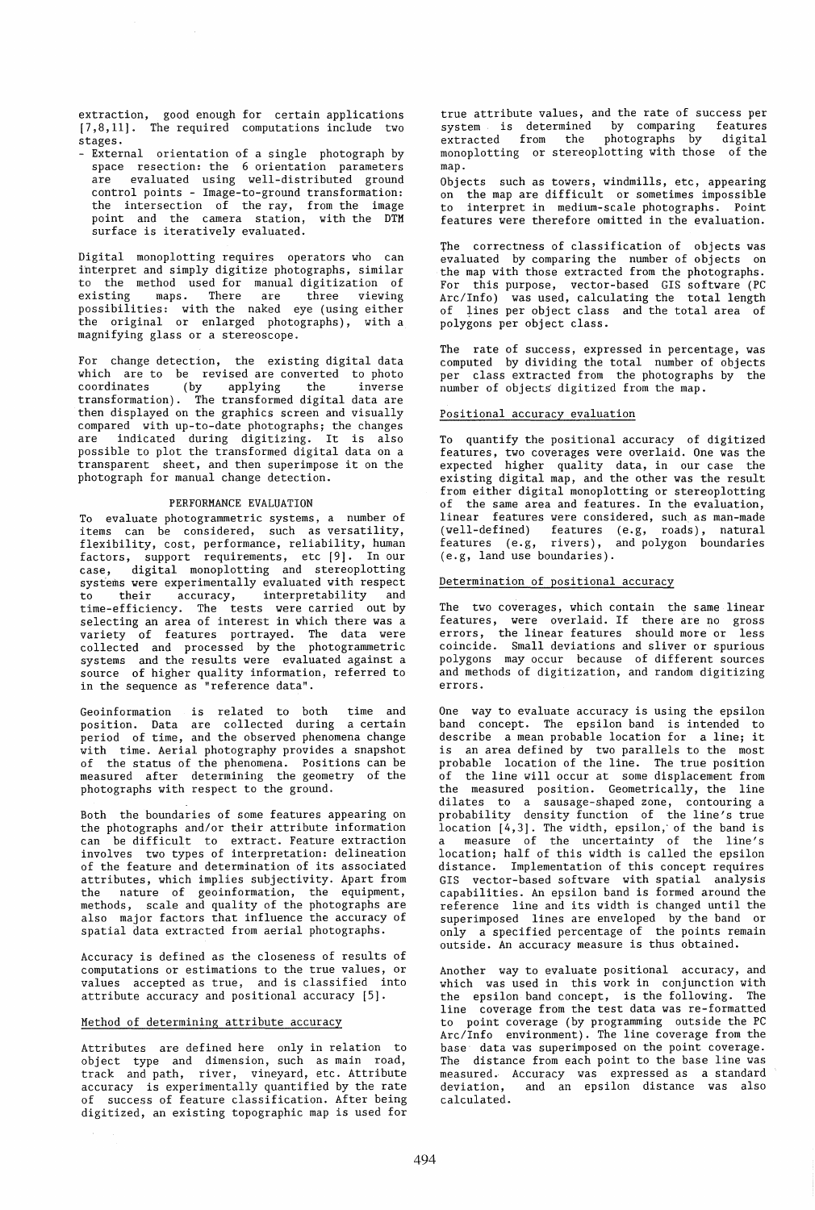extraction, good enough for certain applications [7,8,11]. The required computations include two stages.

- External orientation of a single photograph by space resection: the 6 orientation parameters are evaluated using well-distributed ground control points - Image-to-ground transformation: the intersection of the ray, from the image point and the camera station, with the DTM surface is iteratively evaluated.

Digital monoplotting requires operators who can interpret and simply digitize photographs, similar to the method used for manual digitization of existing maps. There are three viewing possibilities: with the naked eye (using either the original or enlarged photographs), with a magnifying glass or a stereoscope.

For change detection, the existing digital data which are to be revised are converted to photo coordinates (by applying the inverse transformation). The transformed digital data are then displayed on the graphics screen and visually compared with up-to-date photographs; the changes are indicated during digitizing. It is also possible to plot the transformed digital data on a transparent sheet, and then superimpose it on the photograph for manual change detection.

## PERFORMANCE EVALUATION

To evaluate photogrammetric systems, a number of items can be considered, such as versatility, flexibility, cost, performance, reliability, human factors, support requirements, etc [9]. In our case, digital monoplotting and stereoplotting systems were experimentally evaluated with respect to their accuracy, interpretability and time-efficiency. The tests were carried out by selecting an area of interest in which there was a variety of features portrayed. The data were collected and processed by the photogrammetric systems and the results were evaluated against a source of higher quality information, referred to in the sequence as "reference data".

Geoinformation is related to both time and position. Data are collected during a certain period of time, and the observed phenomena change with time. Aerial photography provides a snapshot of the status of the phenomena. Positions can be measured after determining the geometry of the photographs with respect to the ground.

Both the boundaries of some features appearing on the photographs and/or their attribute information can be difficult to extract. Feature extraction involves two types of interpretation: delineation of the feature and determination of its associated attributes, which implies subjectivity. Apart from the nature of geoinformation, the equipment, methods, scale and quality of the photographs are also major factors that influence the accuracy of spatial data extracted from aerial photographs.

Accuracy is defined as the closeness of results of computations or estimations to the true values, or values accepted as true, and is classified into attribute accuracy and positional accuracy [5].

### Method of determining attribute accuracy

Attributes are defined here only in relation to object type and dimension, such as main road, track and path, river, vineyard, etc. Attribute accuracy is experimentally quantified by the rate of success of feature classification. After being digitized, an existing topographic map is used for true attribute values, and the rate of success per system is determined by comparing features extracted from the photographs by digital monoplotting or stereoplotting with those of the map.

Objects such as towers, windmills, etc, appearing on the map are difficult or sometimes impossible to interpret in medium-scale photographs. Point features were therefore omitted in the evaluation.

The correctness of classification of objects was evaluated by comparing the number of objects on the map with those extracted from the photographs. For this purpose, vector-based GIS software (PC Arc/Info) was used, calculating the total length of lines per object class and the total area of polygons per object class.

The rate of success, expressed in percentage, was computed by dividing the total number of objects per class extracted from the photographs by the number of objects digitized from the map.

### Positional accuracy evaluation

To quantify the positional accuracy of digitized features, two coverages were overlaid. One was the expected higher quality data, in our case the existing digital map, and the other was the result from either digital monoplotting or stereoplotting of the same area and features. In the evaluation, linear features were considered, such as man-made (well-defined) features (e.g, roads), natural features (e.g, rivers), and polygon boundaries (e.g, land use boundaries).

### Determination of positional accuracy

The two coverages, which contain the same linear features, were overlaid. If there are no gross errors, the linear features should more or less coincide. Small deviations and sliver or spurious polygons may occur because of different sources and methods of digitization, and random digitizing errors.

One way to evaluate accuracy is using the epsilon band concept. The epsilon band is intended to describe a mean probable location for a line; it is an area defined by two parallels to the most probable location of the line. The true position of the line will occur at some displacement from the measured position. Geometrically, the line dilates to a sausage-shaped zone, contouring a probability density function of the line's true location [4,3]. The width, epsilon, of the band is a measure of the uncertainty of the line's location; half of this width is called the epsilon distance. Implementation of this concept requires GIS vector-based software with spatial analysis capabilities. An epsilon band is formed around the reference line and its width is changed until the superimposed lines are enveloped by the band or only a specified percentage of the points remain outside. An accuracy measure is thus obtained.

Another way to evaluate positional accuracy, and which was used in this work in conjunction with the epsilon band concept, is the following. The line coverage from the test data was re-formatted to point coverage (by programming outside the PC Arc/Info environment). The line coverage from the base data was superimposed on the point coverage. The distance from each point to the base line was measured. Accuracy was expressed as a standard deviation, and an epsilon distance was also calculated.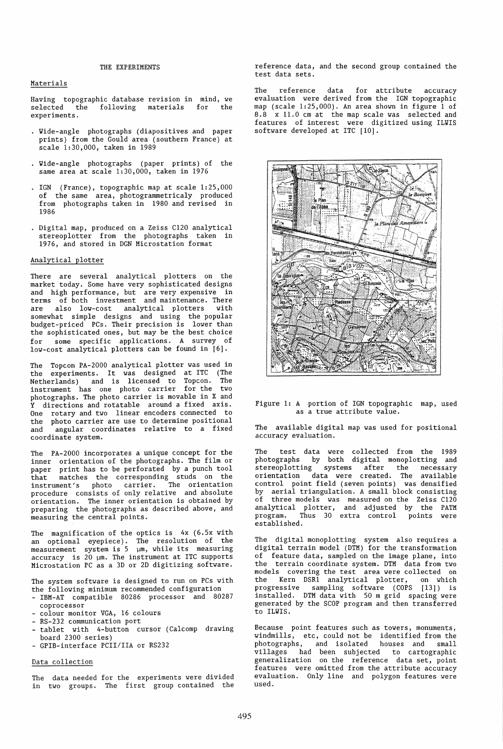## THE EXPERIMENTS

### Materials

Having topographic database revision in mind, we selected the following materials for the experiments.

- Wide-angle photographs (diapositives and paper prints) from the Gould area (southern France) at scale 1:30,000, taken in 1989
- Wide-angle photographs (paper prints) of the same area at scale 1:30,000, taken in 1976
- IGN (France), topographic map at scale 1:25,000 of the same area, photogrammetricaly produced from photographs taken in 1980 and revised in 1986
- Digital map, produced on a Zeiss C120 analytical stereoplotter from the photographs taken in 1976, and stored in DGN Microstation format

### Analytical plotter

There are several analytical plotters on the market today. Some have very sophisticated designs and high performance, but are very expensive in terms of both investment and maintenance. There are also low-cost analytical plotters with somewhat simple designs and using the popular budget-priced PCs. Their precision is lower than the sophisticated ones, but may be the best choice for some specific applications. A survey of low-cost analytical plotters can be found in [6].

The Topcon PA-2000 analytical plotter was used in the experiments. It was designed at ITC (The Netherlands) and is licensed to Topcon. The instrument has one photo carrier for the two photographs. The photo carrier is movable in X and Y directions and rotatable around a fixed axis. One rotary and two linear encoders connected to the photo carrier are use to determine positional and angular coordinates relative to a fixed coordinate system.

The PA-2000 incorporates a unique concept for the inner orientation of the photographs. The film or paper print has to be perforated by a punch tool that matches the corresponding studs on the instrument's photo carrier. The orientation procedure consists of only relative and absolute orientation. The inner orientation is obtained by preparing the photographs as described above, and measuring the central points.

The magnification of the optics is 4x (6.5x with an optional eyepiece). The resolution of the measurement system is 5 µm, while its measuring accuracy is 20 µm. The instrument at ITC supports Microstation PC as a 3D or 2D digitizing software.

The system software is designed to run on PCs with the following minimum recommended configuration

- IBM-AT compatible 80286 processor and 80287 coprocessor
- colour monitor VGA, 16 colours
- RS-232 communication port
- tablet with 4-button cursor (Calcomp drawing board 2300 series)
- GPIB-interface PCII/IIA or RS232

### Data collection

The data needed for the experiments were divided in two groups. The first group contained the reference data, and the second group contained the test data sets.

The reference data for attribute accuracy evaluation were derived from the IGN topographic map (scale 1:25,000). An area shown in figure 1 of 8.8 x 11.0 cm at the map scale was selected and features of interest were digitized using ILWIS software developed at ITC [10].

Figure 1: A portion of IGN topographic map, used as a true attribute value.

The available digital map was used for positional accuracy evaluation.

The test data were collected from the 1989 photographs by both digital monoplotting and stereoplotting systems after the necessary orientation data were created. The available control point field (seven points) was densified by aerial triangulation. A small block consisting of three models was measured on the Zeiss C120 analytical plotter, and adjusted by the PATM program. Thus 30 extra control points were established.

The digital monoplotting system also requires a digital terrain model (DTM) for the transformation of feature data, sampled on the image plane, into the terrain coordinate system. DTM data from two models covering the test area were collected on the Kern DSR1 analytical plotter, on which progressive sampling software (COPS [13]) is installed. DTM data with 50 m grid spacing were generated by the SCOP program and then transferred to ILWIS.

Because point features such as towers, monuments, windmills, etc, could not be identified from the photographs, and isolated houses and small villages had been subjected to cartographic generalization on the reference data set, point features were omitted from the attribute accuracy evaluation. Only line and polygon features were used.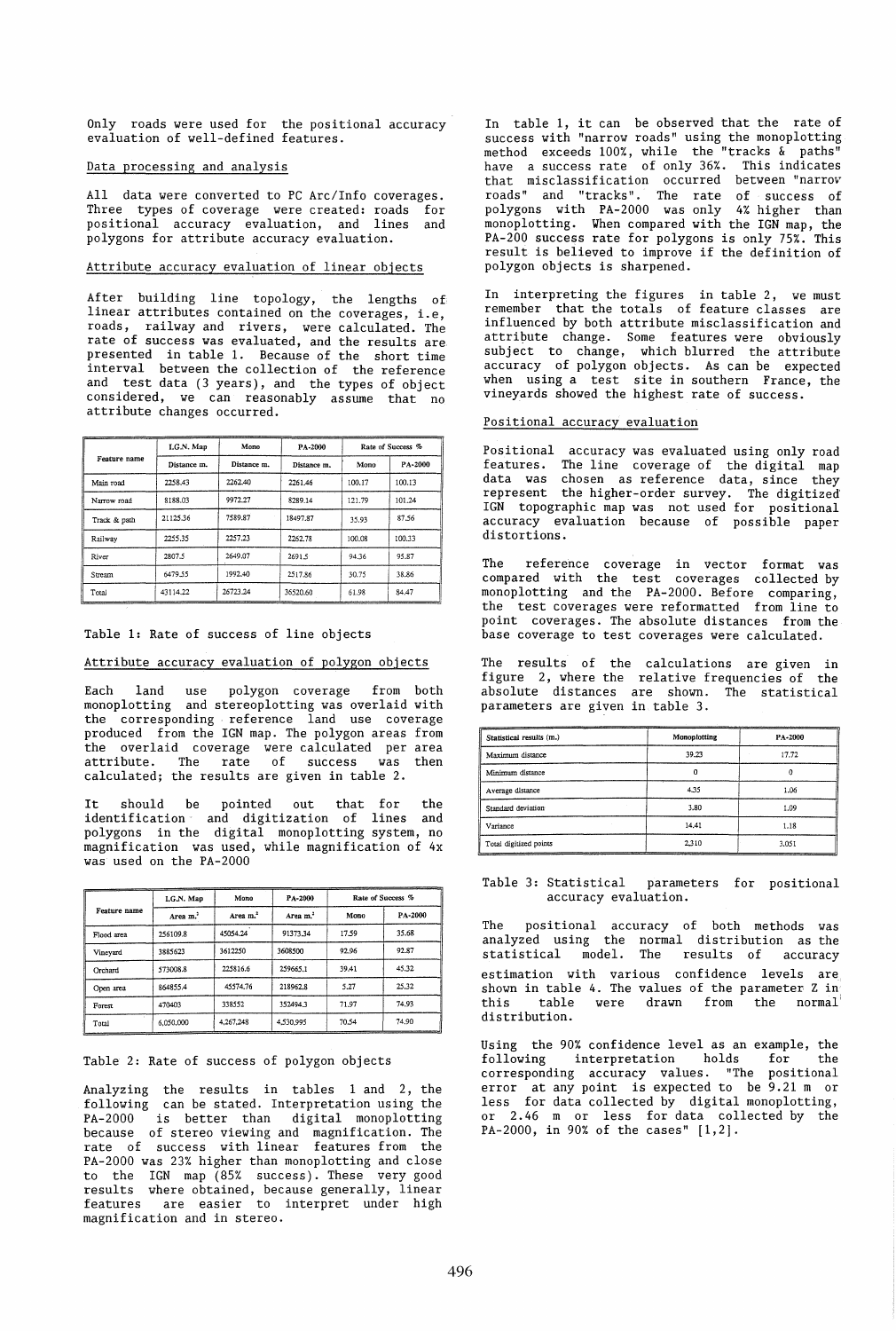Only roads were used for the positional accuracy evaluation of well-defined features.

## Data processing and analysis

All data were converted to PC Arc/Info coverages. Three types of coverage were created: roads for positional accuracy evaluation, and lines and polygons for attribute accuracy evaluation.

## Attribute accuracy evaluation of linear objects

After building line topology, the lengths of linear attributes contained on the coverages, i.e, roads, railway and rivers, were calculated. The rate of success was evaluated, and the results are presented in table 1. Because of the short time interval between the collection of the reference and test data (3 years), and the types of object considered, we can reasonably assume that no attribute changes occurred.

| Feature name | I.G.N. Map | Mono | PA-2000 | Rate of Success % | |
|---|---|---|---|---|---|
| | Distance m. | Distance m. | Distance m. | Mono | PA-2000 |
| Main road | 2258.43 | 2262.40 | 2261.46 | 100.17 | 100.13 |
| Narrow road | 8188.03 | 9972.27 | 8289.14 | 121.79 | 101.24 |
| Track & path | 21125.36 | 7589.87 | 18497.87 | 35.93 | 87.56 |
| Railway | 2255.35 | 2257.23 | 2262.78 | 100.08 | 100.33 |
| River | 2807.5 | 2649.07 | 2691.5 | 94.36 | 95.87 |
| Stream | 6479.55 | 1992.40 | 2517.86 | 30.75 | 38.86 |
| Total | 43114.22 | 26723.24 | 36520.60 | 61.98 | 84.47 |

Table 1: Rate of success of line objects

## Attribute accuracy evaluation of polygon objects

Each land use polygon coverage from both monoplotting and stereoplotting was overlaid with the corresponding reference land use coverage produced from the IGN map. The polygon areas from the overlaid coverage were calculated per area attribute. The rate of success was then calculated; the results are given in table 2.

It should be pointed out that for the identification and digitization of lines and polygons in the digital monoplotting system, no magnification was used, while magnification of 4x was used on the PA-2000

| Feature name | I.G.N. Map | Mono | PA-2000 | Rate of Success % | |
|---|---|---|---|---|---|
| | Area m.$^2$ | Area m.$^2$ | Area m.$^2$ | Mono | PA-2000 |
| Flood area | 256109.8 | 45054.24 | 91373.34 | 17.59 | 35.68 |
| Vineyard | 3885623 | 3612250 | 3608500 | 92.96 | 92.87 |
| Orchard | 573008.8 | 225816.6 | 259665.1 | 39.41 | 45.32 |
| Open area | 864855.4 | 45574.76 | 218962.8 | 5.27 | 25.32 |
| Forest | 470403 | 338552 | 352494.3 | 71.97 | 74.93 |
| Total | 6,050,000 | 4,267,248 | 4,530,995 | 70.54 | 74.90 |

Table 2: Rate of success of polygon objects

Analyzing the results in tables 1 and 2, the following can be stated. Interpretation using the PA-2000 is better than digital monoplotting because of stereo viewing and magnification. The rate of success with linear features from the PA-2000 was 23% higher than monoplotting and close to the IGN map (85% success). These very good results where obtained, because generally, linear features are easier to interpret under high magnification and in stereo.

In table 1, it can be observed that the rate of success with "narrow roads" using the monoplotting method exceeds 100%, while the "tracks & paths" have a success rate of only 36%. This indicates that misclassification occurred between "narrow roads" and "tracks". The rate of success of polygons with PA-2000 was only 4% higher than monoplotting. When compared with the IGN map, the PA-200 success rate for polygons is only 75%. This result is believed to improve if the definition of polygon objects is sharpened.

In interpreting the figures in table 2, we must remember that the totals of feature classes are influenced by both attribute misclassification and attribute change. Some features were obviously subject to change, which blurred the attribute accuracy of polygon objects. As can be expected when using a test site in southern France, the vineyards showed the highest rate of success.

## Positional accuracy evaluation

Positional accuracy was evaluated using only road features. The line coverage of the digital map data was chosen as reference data, since they represent the higher-order survey. The digitized IGN topographic map was not used for positional accuracy evaluation because of possible paper distortions.

The reference coverage in vector format was compared with the test coverages collected by monoplotting and the PA-2000. Before comparing, the test coverages were reformatted from line to point coverages. The absolute distances from the base coverage to test coverages were calculated.

The results of the calculations are given in figure 2, where the relative frequencies of the absolute distances are shown. The statistical parameters are given in table 3.

| Statistical results (m.) | Monoplotting | PA-2000 |
|---|---|---|
| Maximum distance | 39.23 | 17.72 |
| Minimum distance | 0 | 0 |
| Average distance | 4.35 | 1.06 |
| Standard deviation | 3.80 | 1.09 |
| Variance | 14.41 | 1.18 |
| Total digitized points | 2,310 | 3,051 |

Table 3: Statistical parameters for positional accuracy evaluation.

The positional accuracy of both methods was analyzed using the normal distribution as the statistical model. The results of accuracy estimation with various confidence levels are shown in table 4. The values of the parameter Z in this table were drawn from the normal distribution.

Using the 90% confidence level as an example, the following interpretation holds for the corresponding accuracy values. "The positional error at any point is expected to be 9.21 m or less for data collected by digital monoplotting, or 2.46 m or less for data collected by the PA-2000, in 90% of the cases" [1,2].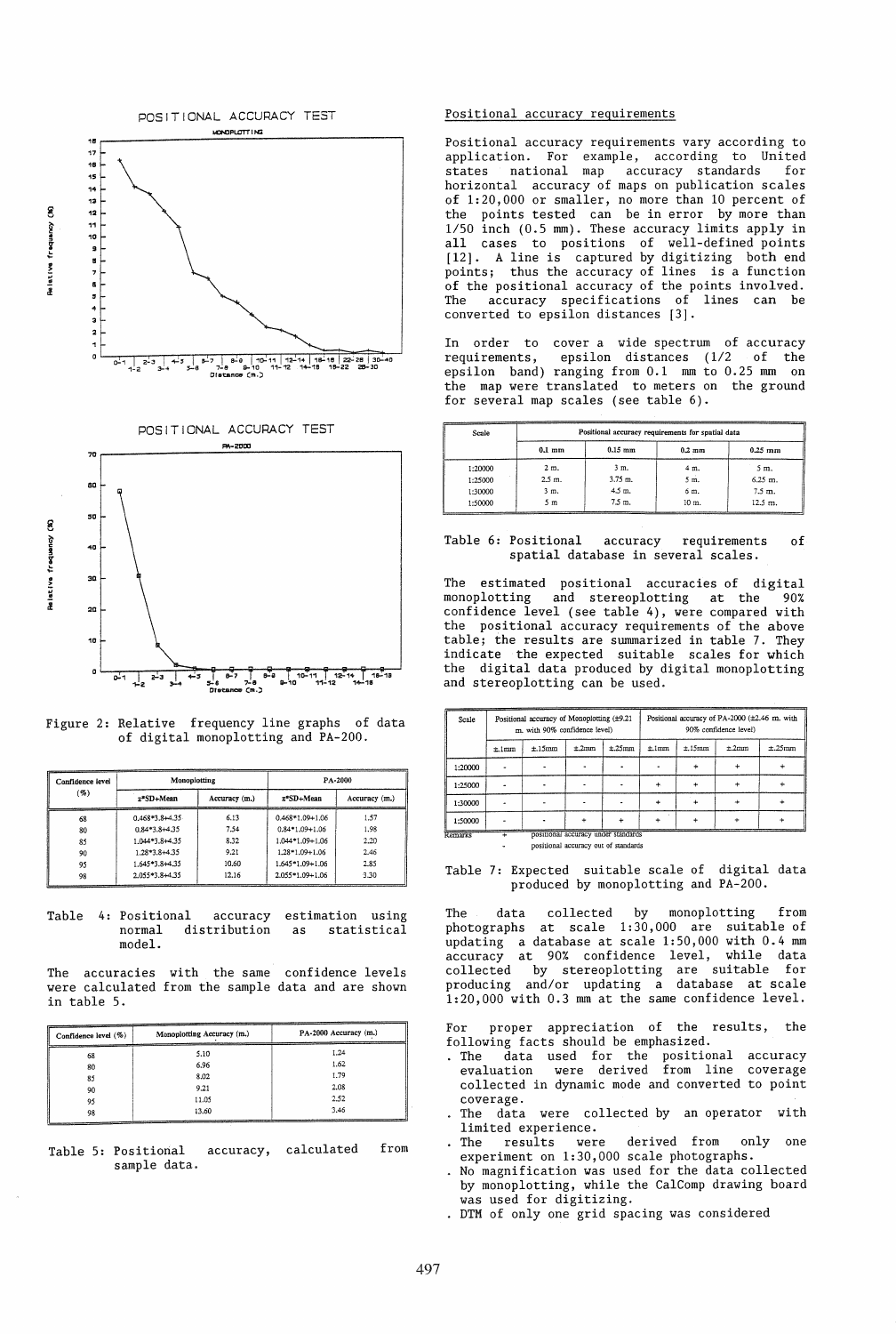POSITIONAL ACCURACY TEST

MONOPLOTTING

POSITIONAL ACCURACY TEST

PA-2000

Figure 2: Relative frequency line graphs of data of digital monoplotting and PA-200.

| Confidence level (%) | Monoplotting | | PA-2000 | |
|---|---|---|---|---|
| | z*SD+Mean | Accuracy (m.) | z*SD+Mean | Accuracy (m.) |
| 68 | 0.468*3.8+4.35 | 6.13 | 0.468*1.09+1.06 | 1.57 |
| 80 | 0.84*3.8+4.35 | 7.54 | 0.84*1.09+1.06 | 1.98 |
| 85 | 1.044*3.8+4.35 | 8.32 | 1.044*1.09+1.06 | 2.20 |
| 90 | 1.28*3.8+4.35 | 9.21 | 1.28*1.09+1.06 | 2.46 |
| 95 | 1.645*3.8+4.35 | 10.60 | 1.645*1.09+1.06 | 2.85 |
| 98 | 2.055*3.8+4.35 | 12.16 | 2.055*1.09+1.06 | 3.30 |

Table 4: Positional accuracy estimation using normal distribution as statistical model.

The accuracies with the same confidence levels were calculated from the sample data and are shown in table 5.

| Confidence level (%) | Monoplotting Accuracy (m.) | PA-2000 Accuracy (m.) |
|---|---|---|
| 68 | 5.10 | 1.24 |
| 80 | 6.96 | 1.62 |
| 85 | 8.02 | 1.79 |
| 90 | 9.21 | 2.08 |
| 95 | 11.05 | 2.52 |
| 98 | 13.60 | 3.46 |

Table 5: Positional accuracy, calculated from sample data.

## Positional accuracy requirements

Positional accuracy requirements vary according to application. For example, according to United states national map accuracy standards for horizontal accuracy of maps on publication scales of 1:20,000 or smaller, no more than 10 percent of the points tested can be in error by more than 1/50 inch (0.5 mm). These accuracy limits apply in all cases to positions of well-defined points [12]. A line is captured by digitizing both end points; thus the accuracy of lines is a function of the positional accuracy of the points involved. The accuracy specifications of lines can be converted to epsilon distances [3].

In order to cover a wide spectrum of accuracy requirements, epsilon distances (1/2 of the epsilon band) ranging from 0.1 mm to 0.25 mm on the map were translated to meters on the ground for several map scales (see table 6).

| Scale | Positional accuracy requirements for spatial data | | | |
|---|---|---|---|---|
| | 0.1 mm | 0.15 mm | 0.2 mm | 0.25 mm |
| 1:20000 | 2 m. | 3 m. | 4 m. | 5 m. |
| 1:25000 | 2.5 m. | 3.75 m. | 5 m. | 6.25 m. |
| 1:30000 | 3 m. | 4.5 m. | 6 m. | 7.5 m. |
| 1:50000 | 5 m | 7.5 m. | 10 m. | 12.5 m. |

Table 6: Positional accuracy requirements of spatial database in several scales.

The estimated positional accuracies of digital monoplotting and stereoplotting at the 90% confidence level (see table 4), were compared with the positional accuracy requirements of the above table; the results are summarized in table 7. They indicate the expected suitable scales for which the digital data produced by digital monoplotting and stereoplotting can be used.

| Scale | Positional accuracy of Monoplotting (±9.21 m. with 90% confidence level) | | | | Positional accuracy of PA-2000 (±2.46 m. with 90% confidence level) | | | |
|---|---|---|---|---|---|---|---|---|
| | ±.1mm | ±.15mm | ±.2mm | ±.25mm | ±.1mm | ±.15mm | ±.2mm | ±.25mm |
| 1:20000 | - | - | - | - | - | + | + | + |
| 1:25000 | - | - | - | - | + | + | + | + |
| 1:30000 | - | - | - | - | + | + | + | + |
| 1:50000 | - | - | + | + | + | + | + | + |

Remarks: + positional accuracy under standards; - positional accuracy out of standards

Table 7: Expected suitable scale of digital data produced by monoplotting and PA-200.

The data collected by monoplotting from photographs at scale 1:30,000 are suitable of updating a database at scale 1:50,000 with 0.4 mm accuracy at 90% confidence level, while data collected by stereoplotting are suitable for producing and/or updating a database at scale 1:20,000 with 0.3 mm at the same confidence level.

For proper appreciation of the results, the following facts should be emphasized.

- The data used for the positional accuracy evaluation were derived from line coverage collected in dynamic mode and converted to point coverage.
- The data were collected by an operator with limited experience.
- The results were derived from only one experiment on 1:30,000 scale photographs.
- No magnification was used for the data collected by monoplotting, while the CalComp drawing board was used for digitizing.
- DTM of only one grid spacing was considered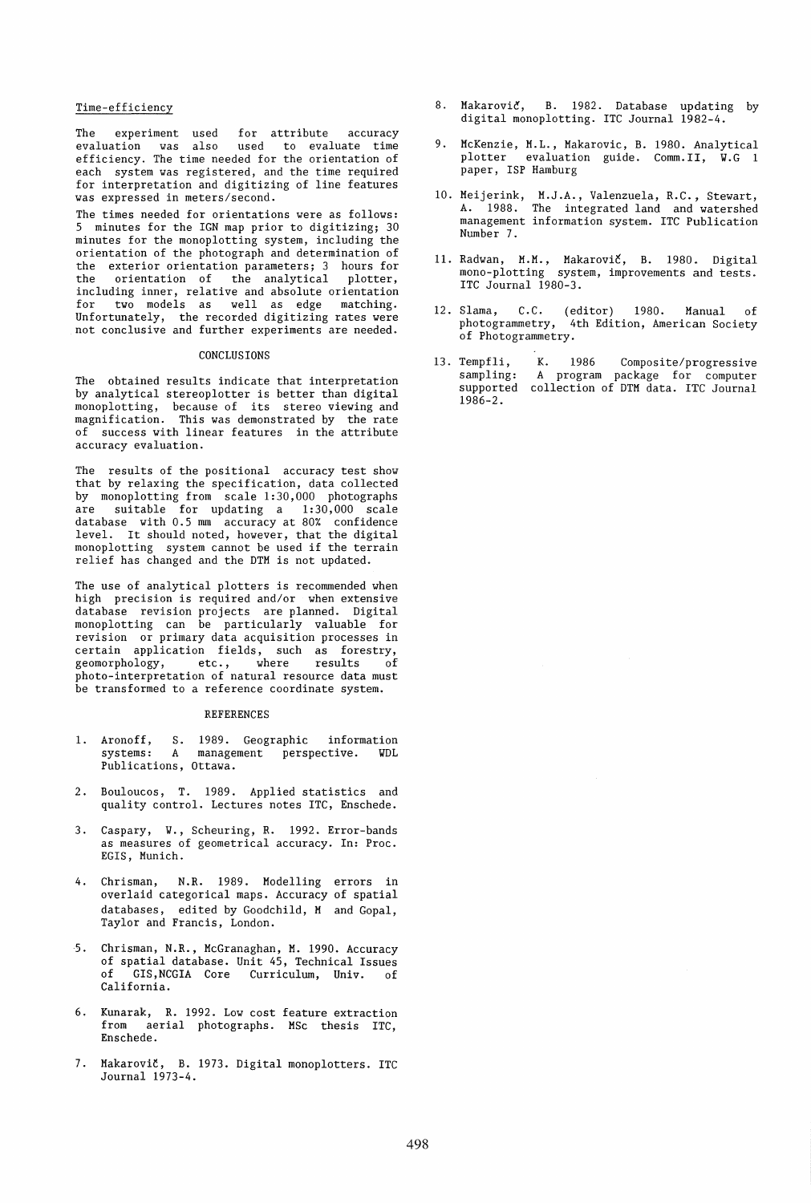### Time-efficiency

The experiment used for attribute accuracy evaluation was also used to evaluate time efficiency. The time needed for the orientation of each system was registered, and the time required for interpretation and digitizing of line features was expressed in meters/second.

The times needed for orientations were as follows: 5 minutes for the IGN map prior to digitizing; 30 minutes for the monoplotting system, including the orientation of the photograph and determination of the exterior orientation parameters; 3 hours for the orientation of the analytical plotter, including inner, relative and absolute orientation for two models as well as edge matching. Unfortunately, the recorded digitizing rates were not conclusive and further experiments are needed.

## CONCLUSIONS

The obtained results indicate that interpretation by analytical stereoplotter is better than digital monoplotting, because of its stereo viewing and magnification. This was demonstrated by the rate of success with linear features in the attribute accuracy evaluation.

The results of the positional accuracy test show that by relaxing the specification, data collected by monoplotting from scale 1:30,000 photographs are suitable for updating a 1:30,000 scale database with 0.5 mm accuracy at 80% confidence level. It should noted, however, that the digital monoplotting system cannot be used if the terrain relief has changed and the DTM is not updated.

The use of analytical plotters is recommended when high precision is required and/or when extensive database revision projects are planned. Digital monoplotting can be particularly valuable for revision or primary data acquisition processes in certain application fields, such as forestry, geomorphology, etc., where results of photo-interpretation of natural resource data must be transformed to a reference coordinate system.

## REFERENCES

1. Aronoff, S. 1989. Geographic information systems: A management perspective. WDL Publications, Ottawa.
2. Bouloucos, T. 1989. Applied statistics and quality control. Lectures notes ITC, Enschede.
3. Caspary, W., Scheuring, R. 1992. Error-bands as measures of geometrical accuracy. In: Proc. EGIS, Munich.
4. Chrisman, N.R. 1989. Modelling errors in overlaid categorical maps. Accuracy of spatial databases, edited by Goodchild, M and Gopal, Taylor and Francis, London.
5. Chrisman, N.R., McGranaghan, M. 1990. Accuracy of spatial database. Unit 45, Technical Issues of GIS,NCGIA Core Curriculum, Univ. of California.
6. Kunarak, R. 1992. Low cost feature extraction from aerial photographs. MSc thesis ITC, Enschede.
7. Makarovič, B. 1973. Digital monoplotters. ITC Journal 1973-4.
8. Makarovič, B. 1982. Database updating by digital monoplotting. ITC Journal 1982-4.
9. McKenzie, M.L., Makarovic, B. 1980. Analytical plotter evaluation guide. Comm.II, W.G 1 paper, ISP Hamburg
10. Meijerink, M.J.A., Valenzuela, R.C., Stewart, A. 1988. The integrated land and watershed management information system. ITC Publication Number 7.
11. Radwan, M.M., Makarovič, B. 1980. Digital mono-plotting system, improvements and tests. ITC Journal 1980-3.
12. Slama, C.C. (editor) 1980. Manual of photogrammetry, 4th Edition, American Society of Photogrammetry.
13. Tempfli, K. 1986 Composite/progressive sampling: A program package for computer supported collection of DTM data. ITC Journal 1986-2.